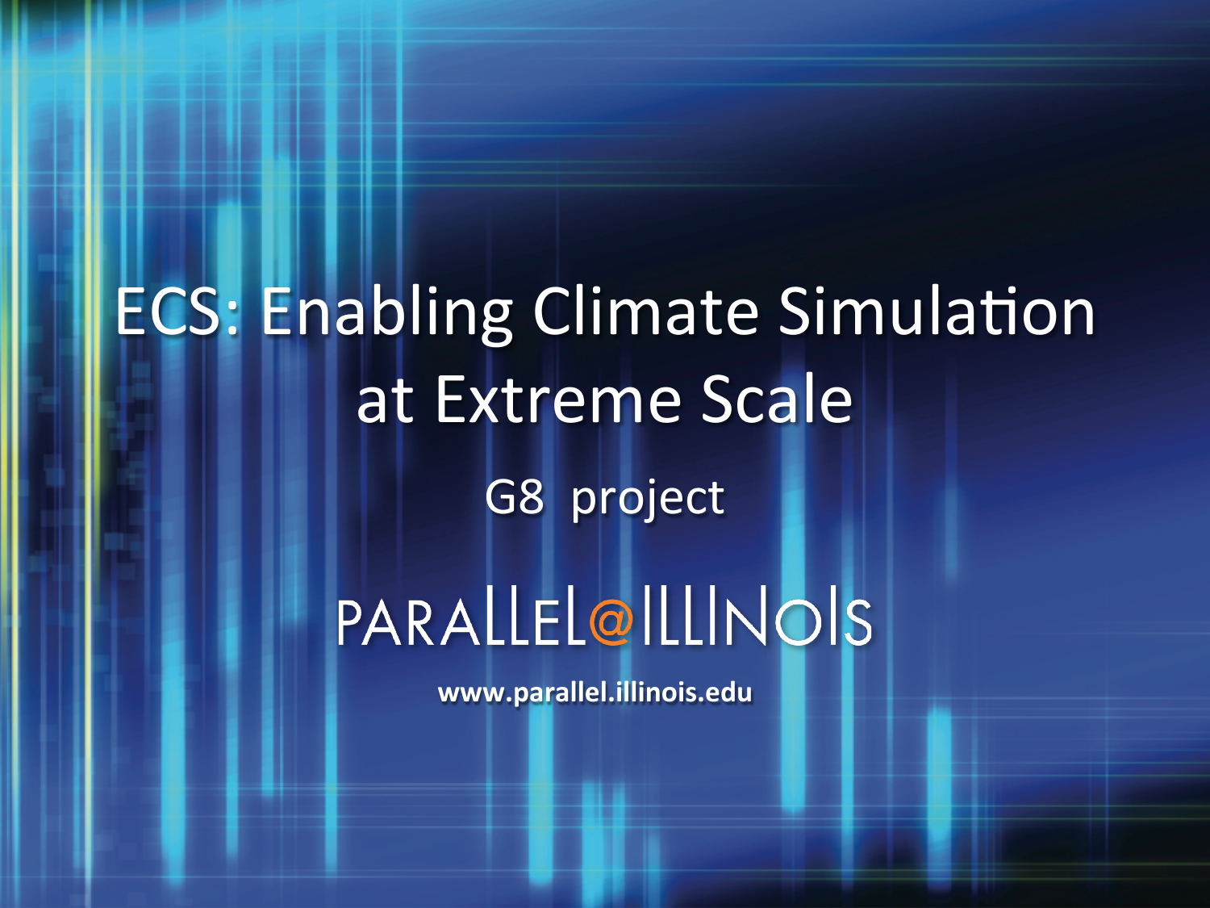# ECS: Enabling Climate Simulation at Extreme Scale

G8 project

PARALLEL@ILLINOIS

**www.parallel.illinois.edu**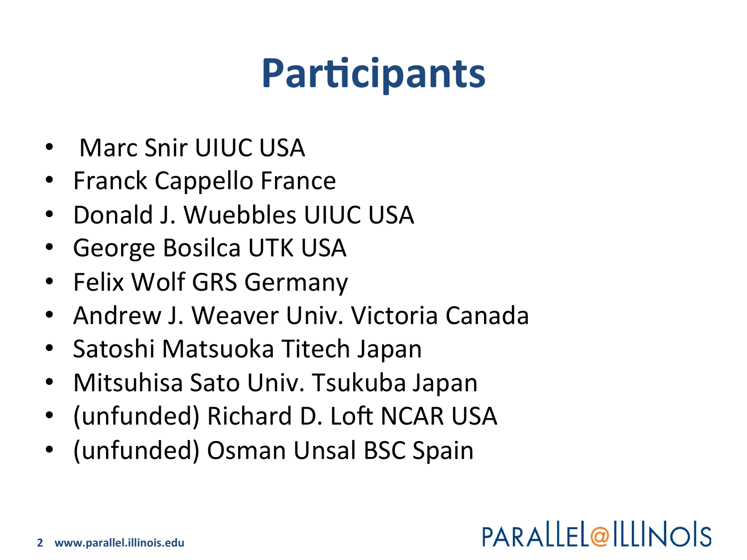# Participants

- Marc Snir UIUC USA
- Franck Cappello France
- Donald J. Wuebbles UIUC USA
- George Bosilca UTK USA
- Felix Wolf GRS Germany
- Andrew J. Weaver Univ. Victoria Canada
- Satoshi Matsuoka Titech Japan
- Mitsuhisa Sato Univ. Tsukuba Japan
- (unfunded) Richard D. Loft NCAR USA
- (unfunded) Osman Unsal BSC Spain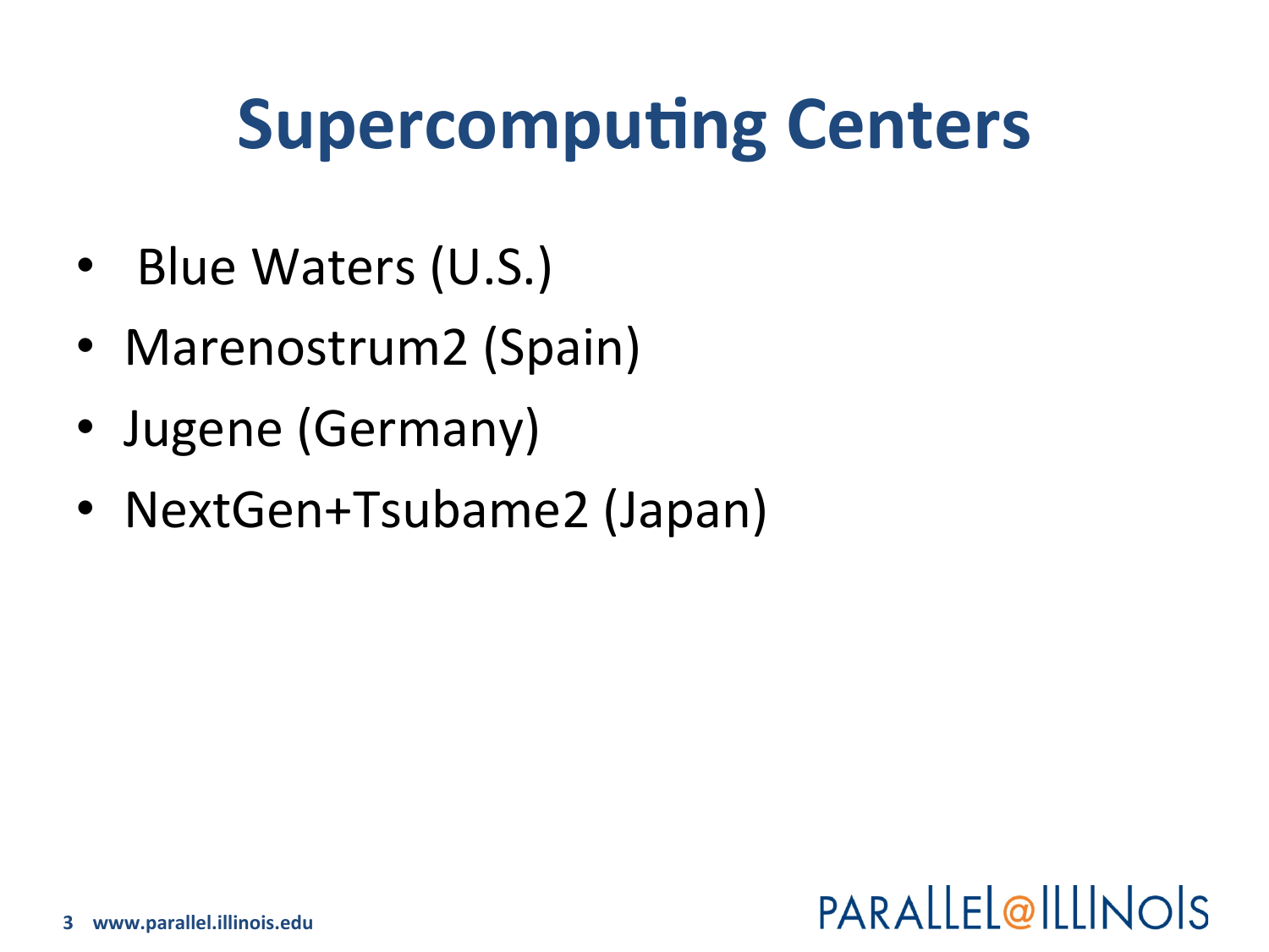# Supercomputing Centers

- Blue Waters (U.S.)
- Marenostrum2 (Spain)
- Jugene (Germany)
- NextGen+Tsubame2 (Japan)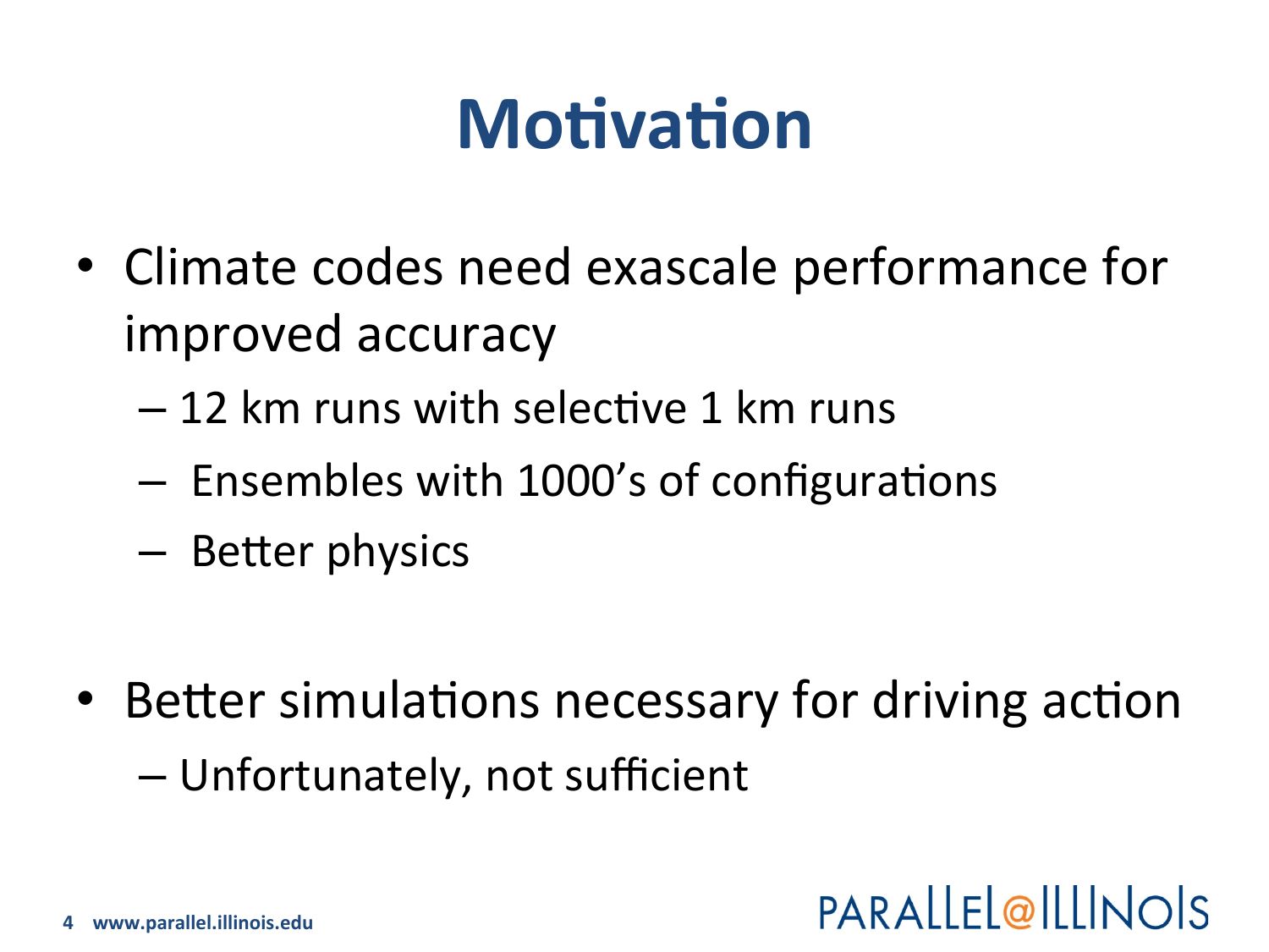# Motivation

- Climate codes need exascale performance for improved accuracy
  - 12 km runs with selective 1 km runs
  - Ensembles with 1000's of configurations
  - Better physics
- Better simulations necessary for driving action
  - Unfortunately, not sufficient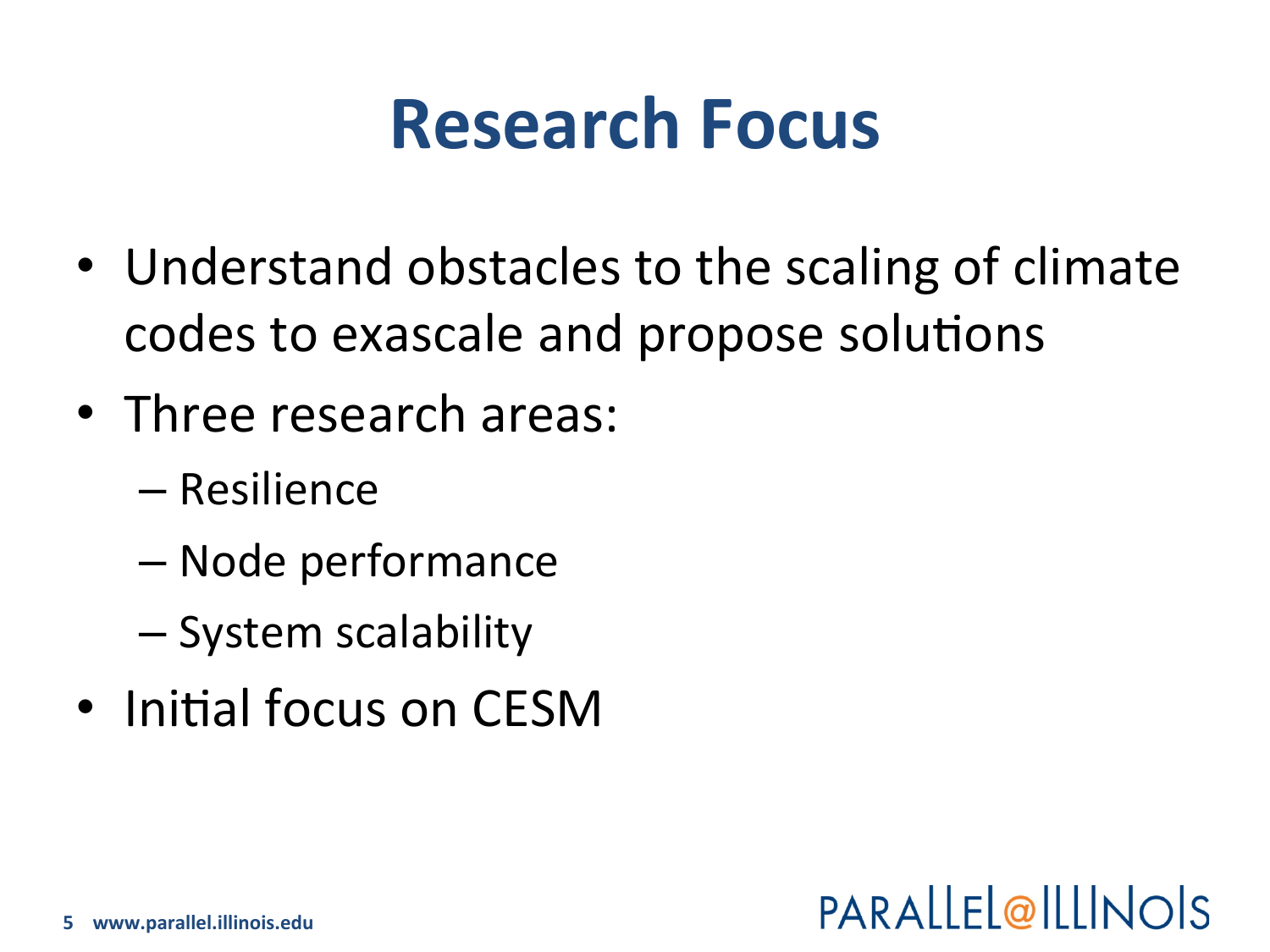# Research Focus

- Understand obstacles to the scaling of climate codes to exascale and propose solutions
- Three research areas:
  - Resilience
  - Node performance
  - System scalability
- Initial focus on CESM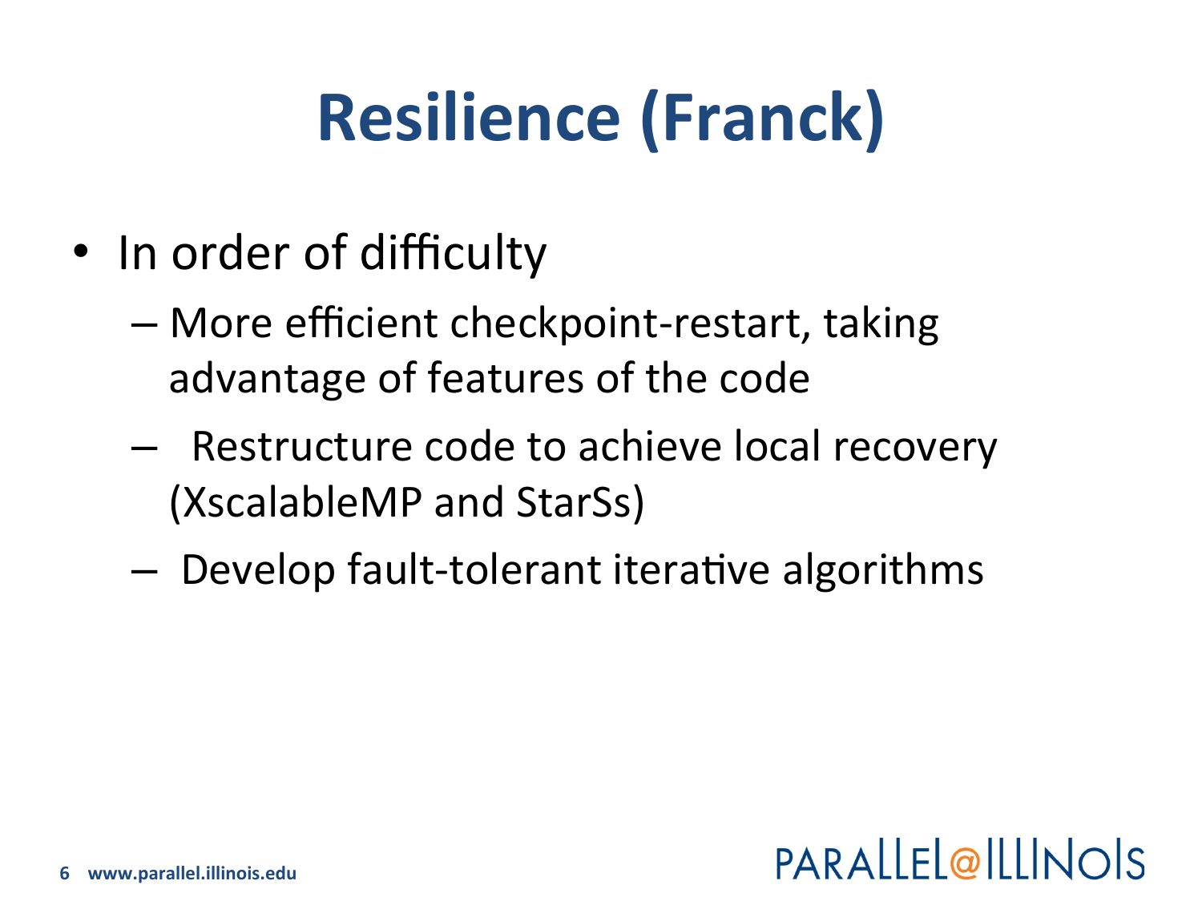# Resilience (Franck)

- In order of difficulty
  - More efficient checkpoint-restart, taking advantage of features of the code
  - Restructure code to achieve local recovery (XscalableMP and StarSs)
  - Develop fault-tolerant iterative algorithms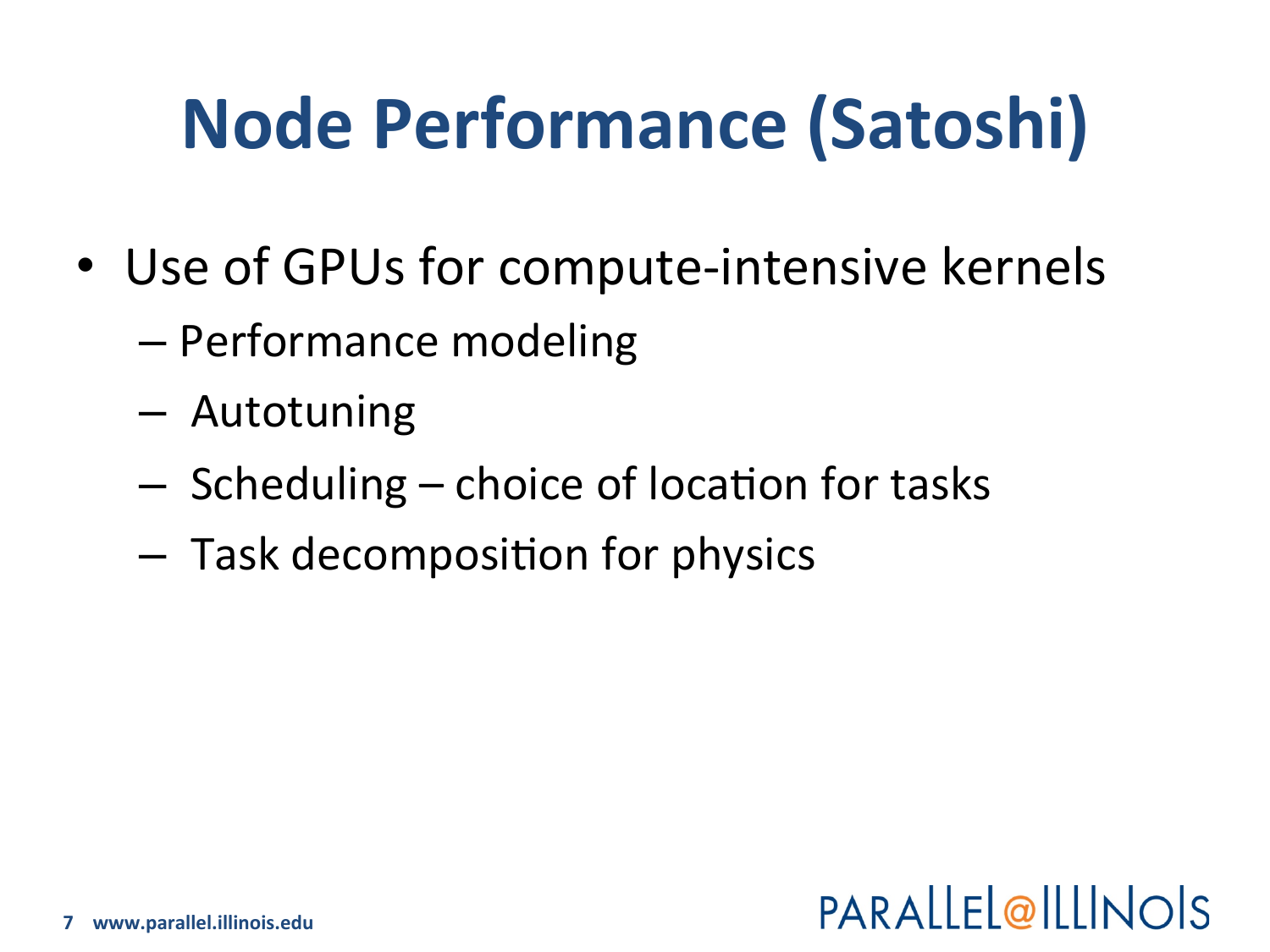# Node Performance (Satoshi)

- Use of GPUs for compute-intensive kernels
  - Performance modeling
  - Autotuning
  - Scheduling – choice of location for tasks
  - Task decomposition for physics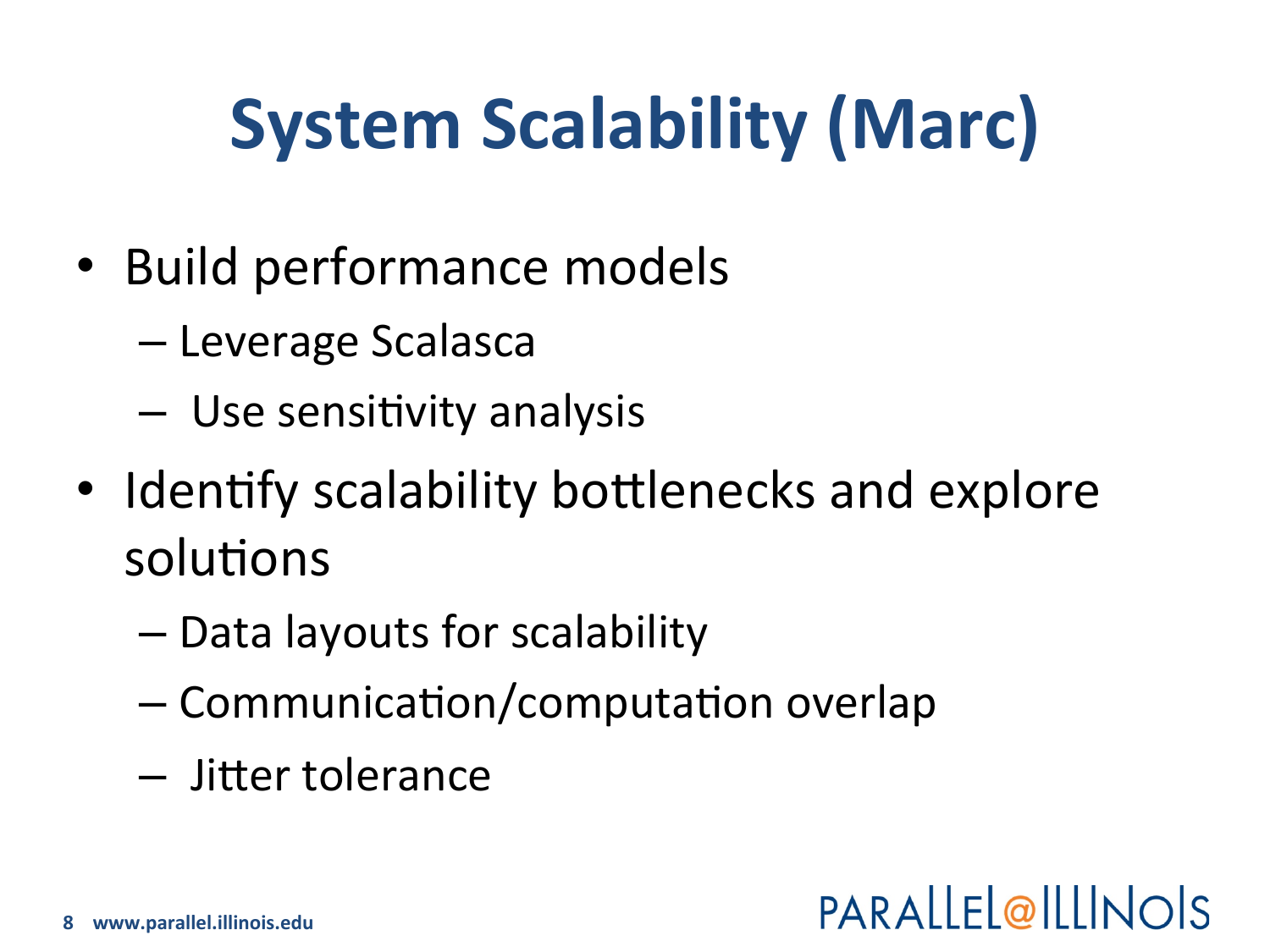# System Scalability (Marc)

- Build performance models
  - Leverage Scalasca
  - Use sensitivity analysis
- Identify scalability bottlenecks and explore solutions
  - Data layouts for scalability
  - Communication/computation overlap
  - Jitter tolerance